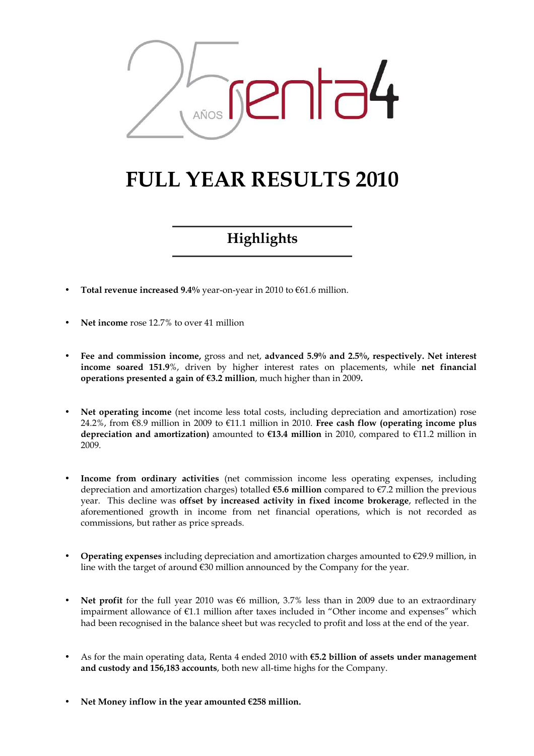# FULL YEAR RESULTS 2010

## Highlights

- **Total revenue increased 9.4%** year-on-year in 2010 to €61.6 million.

- **Net income** rose 12.7% to over 41 million

- **Fee and commission income,** gross and net, **advanced 5.9% and 2.5%, respectively. Net interest income soared 151.9**%, driven by higher interest rates on placements, while **net financial operations presented a gain of €3.2 million**, much higher than in 2009**.**

- **Net operating income** (net income less total costs, including depreciation and amortization) rose 24.2%, from €8.9 million in 2009 to €11.1 million in 2010. **Free cash flow (operating income plus depreciation and amortization)** amounted to **€13.4 million** in 2010, compared to €11.2 million in 2009.

- **Income from ordinary activities** (net commission income less operating expenses, including depreciation and amortization charges) totalled **€5.6 million** compared to €7.2 million the previous year. This decline was **offset by increased activity in fixed income brokerage**, reflected in the aforementioned growth in income from net financial operations, which is not recorded as commissions, but rather as price spreads.

- **Operating expenses** including depreciation and amortization charges amounted to €29.9 million, in line with the target of around €30 million announced by the Company for the year.

- **Net profit** for the full year 2010 was €6 million, 3.7% less than in 2009 due to an extraordinary impairment allowance of €1.1 million after taxes included in "Other income and expenses" which had been recognised in the balance sheet but was recycled to profit and loss at the end of the year.

- As for the main operating data, Renta 4 ended 2010 with **€5.2 billion of assets under management and custody and 156,183 accounts**, both new all-time highs for the Company.

- **Net Money inflow in the year amounted €258 million.**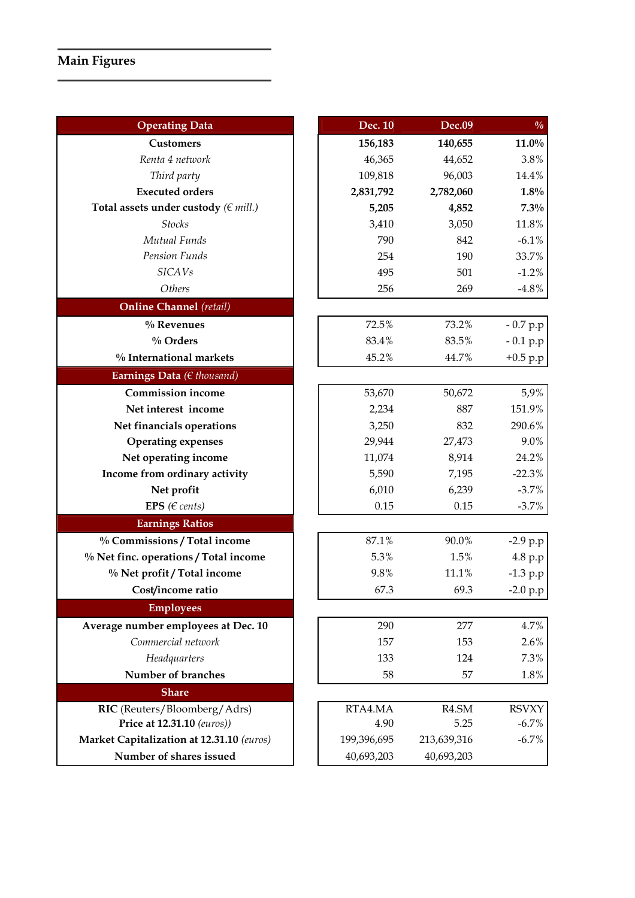## Main Figures

| Operating Data | Dec. 10 | Dec.09 | % |
|---|---|---|---|
| **Customers** | **156,183** | **140,655** | **11.0%** |
| *Renta 4 network* | 46,365 | 44,652 | 3.8% |
| *Third party* | 109,818 | 96,003 | 14.4% |
| **Executed orders** | **2,831,792** | **2,782,060** | **1.8%** |
| **Total assets under custody** *(€ mill.)* | **5,205** | **4,852** | **7.3%** |
| *Stocks* | 3,410 | 3,050 | 11.8% |
| *Mutual Funds* | 790 | 842 | -6.1% |
| *Pension Funds* | 254 | 190 | 33.7% |
| *SICAVs* | 495 | 501 | -1.2% |
| *Others* | 256 | 269 | -4.8% |
| **Online Channel** *(retail)* | | | |
| **% Revenues** | 72.5% | 73.2% | - 0.7 p.p |
| **% Orders** | 83.4% | 83.5% | - 0.1 p.p |
| **% International markets** | 45.2% | 44.7% | +0.5 p.p |
| **Earnings Data** *(€ thousand)* | | | |
| **Commission income** | 53,670 | 50,672 | 5,9% |
| **Net interest income** | 2,234 | 887 | 151.9% |
| **Net financials operations** | 3,250 | 832 | 290.6% |
| **Operating expenses** | 29,944 | 27,473 | 9.0% |
| **Net operating income** | 11,074 | 8,914 | 24.2% |
| **Income from ordinary activity** | 5,590 | 7,195 | -22.3% |
| **Net profit** | 6,010 | 6,239 | -3.7% |
| **EPS** *(€ cents)* | 0.15 | 0.15 | -3.7% |
| **Earnings Ratios** | | | |
| **% Commissions / Total income** | 87.1% | 90.0% | -2.9 p.p |
| **% Net finc. operations / Total income** | 5.3% | 1.5% | 4.8 p.p |
| **% Net profit / Total income** | 9.8% | 11.1% | -1.3 p.p |
| **Cost/income ratio** | 67.3 | 69.3 | -2.0 p.p |
| **Employees** | | | |
| **Average number employees at Dec. 10** | 290 | 277 | 4.7% |
| *Commercial network* | 157 | 153 | 2.6% |
| *Headquarters* | 133 | 124 | 7.3% |
| **Number of branches** | 58 | 57 | 1.8% |
| **Share** | | | |
| **RIC** (Reuters/Bloomberg/Adrs) | RTA4.MA | R4.SM | RSVXY |
| **Price at 12.31.10** *(euros))* | 4.90 | 5.25 | -6.7% |
| **Market Capitalization at 12.31.10** *(euros)* | 199,396,695 | 213,639,316 | -6.7% |
| **Number of shares issued** | 40,693,203 | 40,693,203 | |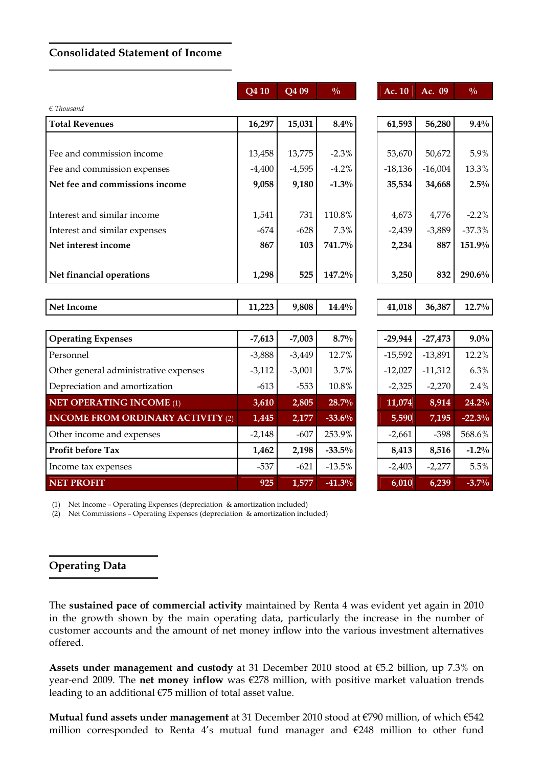## Consolidated Statement of Income

*€ Thousand*

| | Q4 10 | Q4 09 | % | Ac. 10 | Ac. 09 | % |
|---|---|---|---|---|---|---|
| **Total Revenues** | **16,297** | **15,031** | **8.4%** | **61,593** | **56,280** | **9.4%** |
| Fee and commission income | 13,458 | 13,775 | -2.3% | 53,670 | 50,672 | 5.9% |
| Fee and commission expenses | -4,400 | -4,595 | -4.2% | -18,136 | -16,004 | 13.3% |
| **Net fee and commissions income** | **9,058** | **9,180** | **-1.3%** | **35,534** | **34,668** | **2.5%** |
| Interest and similar income | 1,541 | 731 | 110.8% | 4,673 | 4,776 | -2.2% |
| Interest and similar expenses | -674 | -628 | 7.3% | -2,439 | -3,889 | -37.3% |
| **Net interest income** | **867** | **103** | **741.7%** | **2,234** | **887** | **151.9%** |
| **Net financial operations** | **1,298** | **525** | **147.2%** | **3,250** | **832** | **290.6%** |
| **Net Income** | **11,223** | **9,808** | **14.4%** | **41,018** | **36,387** | **12.7%** |
| **Operating Expenses** | **-7,613** | **-7,003** | **8.7%** | **-29,944** | **-27,473** | **9.0%** |
| Personnel | -3,888 | -3,449 | 12.7% | -15,592 | -13,891 | 12.2% |
| Other general administrative expenses | -3,112 | -3,001 | 3.7% | -12,027 | -11,312 | 6.3% |
| Depreciation and amortization | -613 | -553 | 10.8% | -2,325 | -2,270 | 2.4% |
| **NET OPERATING INCOME** (1) | **3,610** | **2,805** | **28.7%** | **11,074** | **8,914** | **24.2%** |
| **INCOME FROM ORDINARY ACTIVITY** (2) | **1,445** | **2,177** | **-33.6%** | **5,590** | **7,195** | **-22.3%** |
| Other income and expenses | -2,148 | -607 | 253.9% | -2,661 | -398 | 568.6% |
| **Profit before Tax** | **1,462** | **2,198** | **-33.5%** | **8,413** | **8,516** | **-1.2%** |
| Income tax expenses | -537 | -621 | -13.5% | -2,403 | -2,277 | 5.5% |
| **NET PROFIT** | **925** | **1,577** | **-41.3%** | **6,010** | **6,239** | **-3.7%** |

(1) Net Income – Operating Expenses (depreciation & amortization included)
(2) Net Commissions – Operating Expenses (depreciation & amortization included)

## Operating Data

The **sustained pace of commercial activity** maintained by Renta 4 was evident yet again in 2010 in the growth shown by the main operating data, particularly the increase in the number of customer accounts and the amount of net money inflow into the various investment alternatives offered.

**Assets under management and custody** at 31 December 2010 stood at €5.2 billion, up 7.3% on year-end 2009. The **net money inflow** was €278 million, with positive market valuation trends leading to an additional €75 million of total asset value.

**Mutual fund assets under management** at 31 December 2010 stood at €790 million, of which €542 million corresponded to Renta 4's mutual fund manager and €248 million to other fund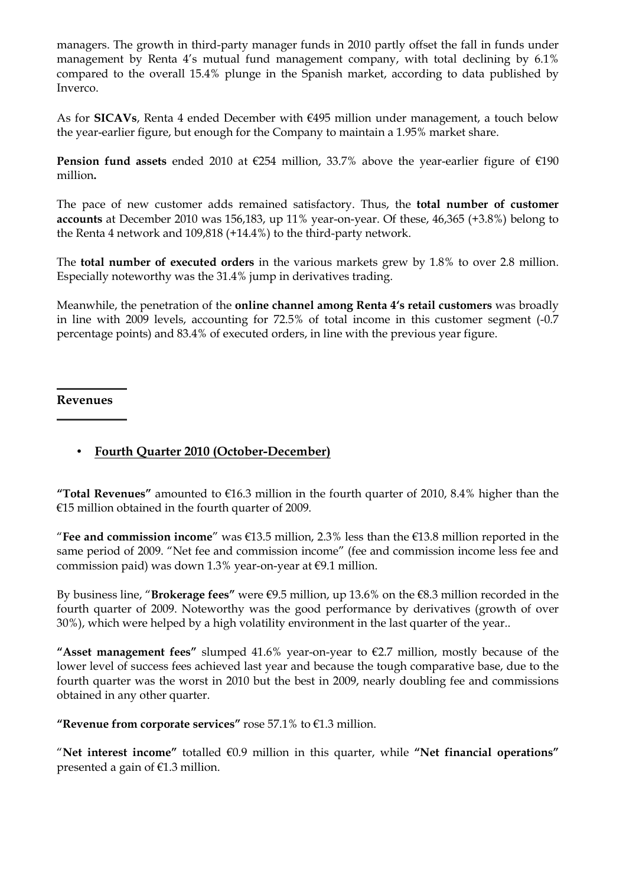managers. The growth in third-party manager funds in 2010 partly offset the fall in funds under management by Renta 4's mutual fund management company, with total declining by 6.1% compared to the overall 15.4% plunge in the Spanish market, according to data published by Inverco.

As for **SICAVs**, Renta 4 ended December with €495 million under management, a touch below the year-earlier figure, but enough for the Company to maintain a 1.95% market share.

**Pension fund assets** ended 2010 at €254 million, 33.7% above the year-earlier figure of €190 million**.**

The pace of new customer adds remained satisfactory. Thus, the **total number of customer accounts** at December 2010 was 156,183, up 11% year-on-year. Of these, 46,365 (+3.8%) belong to the Renta 4 network and 109,818 (+14.4%) to the third-party network.

The **total number of executed orders** in the various markets grew by 1.8% to over 2.8 million. Especially noteworthy was the 31.4% jump in derivatives trading.

Meanwhile, the penetration of the **online channel among Renta 4's retail customers** was broadly in line with 2009 levels, accounting for 72.5% of total income in this customer segment (-0.7 percentage points) and 83.4% of executed orders, in line with the previous year figure.

## Revenues

- **Fourth Quarter 2010 (October-December)**

**"Total Revenues"** amounted to €16.3 million in the fourth quarter of 2010, 8.4% higher than the €15 million obtained in the fourth quarter of 2009.

"**Fee and commission income**" was €13.5 million, 2.3% less than the €13.8 million reported in the same period of 2009. "Net fee and commission income" (fee and commission income less fee and commission paid) was down 1.3% year-on-year at €9.1 million.

By business line, "**Brokerage fees"** were €9.5 million, up 13.6% on the €8.3 million recorded in the fourth quarter of 2009. Noteworthy was the good performance by derivatives (growth of over 30%), which were helped by a high volatility environment in the last quarter of the year..

**"Asset management fees"** slumped 41.6% year-on-year to €2.7 million, mostly because of the lower level of success fees achieved last year and because the tough comparative base, due to the fourth quarter was the worst in 2010 but the best in 2009, nearly doubling fee and commissions obtained in any other quarter.

**"Revenue from corporate services"** rose 57.1% to €1.3 million.

"**Net interest income"** totalled €0.9 million in this quarter, while **"Net financial operations"** presented a gain of €1.3 million.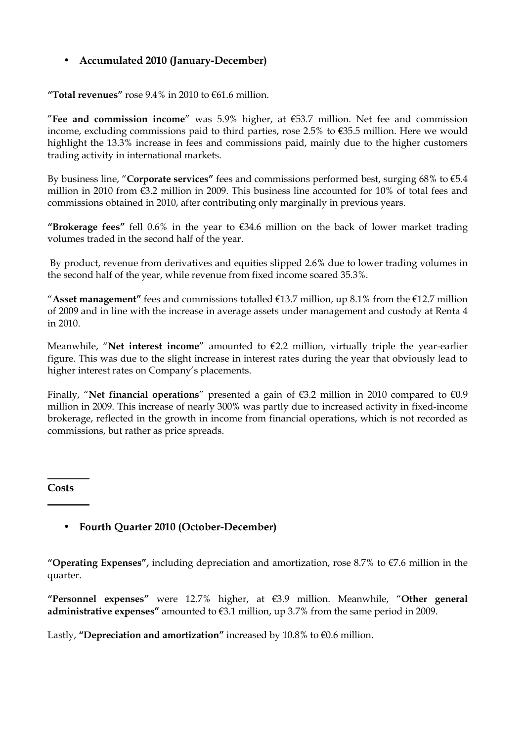- **Accumulated 2010 (January-December)**

**"Total revenues"** rose 9.4% in 2010 to €61.6 million.

"**Fee and commission income**" was 5.9% higher, at €53.7 million. Net fee and commission income, excluding commissions paid to third parties, rose 2.5% to **€**35.5 million. Here we would highlight the 13.3% increase in fees and commissions paid, mainly due to the higher customers trading activity in international markets.

By business line, "**Corporate services"** fees and commissions performed best, surging 68% to €5.4 million in 2010 from €3.2 million in 2009. This business line accounted for 10% of total fees and commissions obtained in 2010, after contributing only marginally in previous years.

**"Brokerage fees"** fell 0.6% in the year to €34.6 million on the back of lower market trading volumes traded in the second half of the year.

By product, revenue from derivatives and equities slipped 2.6% due to lower trading volumes in the second half of the year, while revenue from fixed income soared 35.3%.

"**Asset management"** fees and commissions totalled €13.7 million, up 8.1% from the €12.7 million of 2009 and in line with the increase in average assets under management and custody at Renta 4 in 2010.

Meanwhile, "**Net interest income**" amounted to €2.2 million, virtually triple the year-earlier figure. This was due to the slight increase in interest rates during the year that obviously lead to higher interest rates on Company's placements.

Finally, "**Net financial operations**" presented a gain of €3.2 million in 2010 compared to €0.9 million in 2009. This increase of nearly 300% was partly due to increased activity in fixed-income brokerage, reflected in the growth in income from financial operations, which is not recorded as commissions, but rather as price spreads.

## Costs

- **Fourth Quarter 2010 (October-December)**

**"Operating Expenses",** including depreciation and amortization, rose 8.7% to €7.6 million in the quarter.

**"Personnel expenses"** were 12.7% higher, at €3.9 million. Meanwhile, "**Other general administrative expenses"** amounted to €3.1 million, up 3.7% from the same period in 2009.

Lastly, **"Depreciation and amortization"** increased by 10.8% to €0.6 million.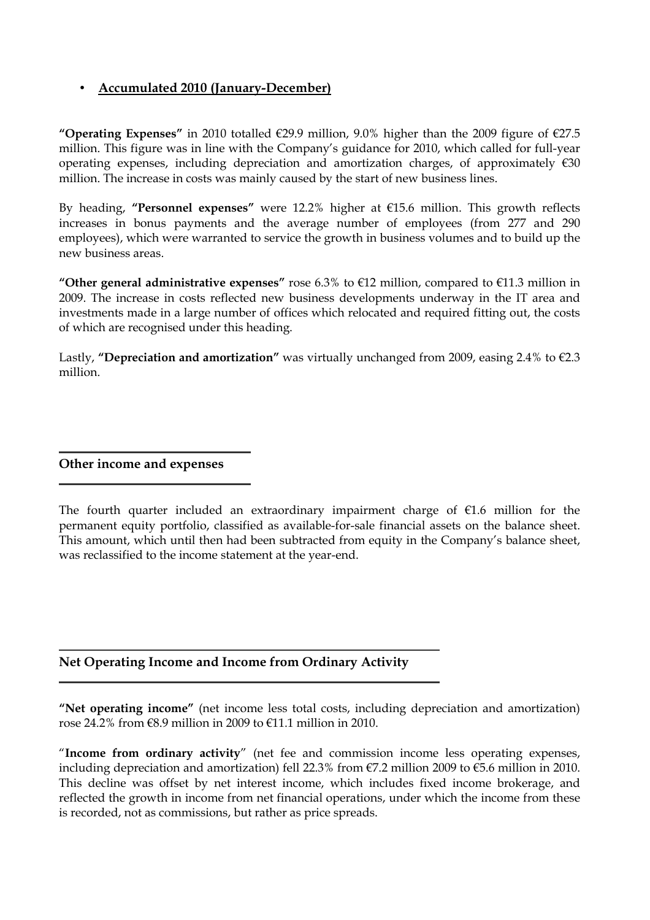- **Accumulated 2010 (January-December)**

**"Operating Expenses"** in 2010 totalled €29.9 million, 9.0% higher than the 2009 figure of €27.5 million. This figure was in line with the Company's guidance for 2010, which called for full-year operating expenses, including depreciation and amortization charges, of approximately €30 million. The increase in costs was mainly caused by the start of new business lines.

By heading, **"Personnel expenses"** were 12.2% higher at €15.6 million. This growth reflects increases in bonus payments and the average number of employees (from 277 and 290 employees), which were warranted to service the growth in business volumes and to build up the new business areas.

**"Other general administrative expenses"** rose 6.3% to €12 million, compared to €11.3 million in 2009. The increase in costs reflected new business developments underway in the IT area and investments made in a large number of offices which relocated and required fitting out, the costs of which are recognised under this heading.

Lastly, **"Depreciation and amortization"** was virtually unchanged from 2009, easing 2.4% to €2.3 million.

## Other income and expenses

The fourth quarter included an extraordinary impairment charge of €1.6 million for the permanent equity portfolio, classified as available-for-sale financial assets on the balance sheet. This amount, which until then had been subtracted from equity in the Company's balance sheet, was reclassified to the income statement at the year-end.

## Net Operating Income and Income from Ordinary Activity

**"Net operating income"** (net income less total costs, including depreciation and amortization) rose 24.2% from €8.9 million in 2009 to €11.1 million in 2010.

"**Income from ordinary activity**" (net fee and commission income less operating expenses, including depreciation and amortization) fell 22.3% from €7.2 million 2009 to €5.6 million in 2010. This decline was offset by net interest income, which includes fixed income brokerage, and reflected the growth in income from net financial operations, under which the income from these is recorded, not as commissions, but rather as price spreads.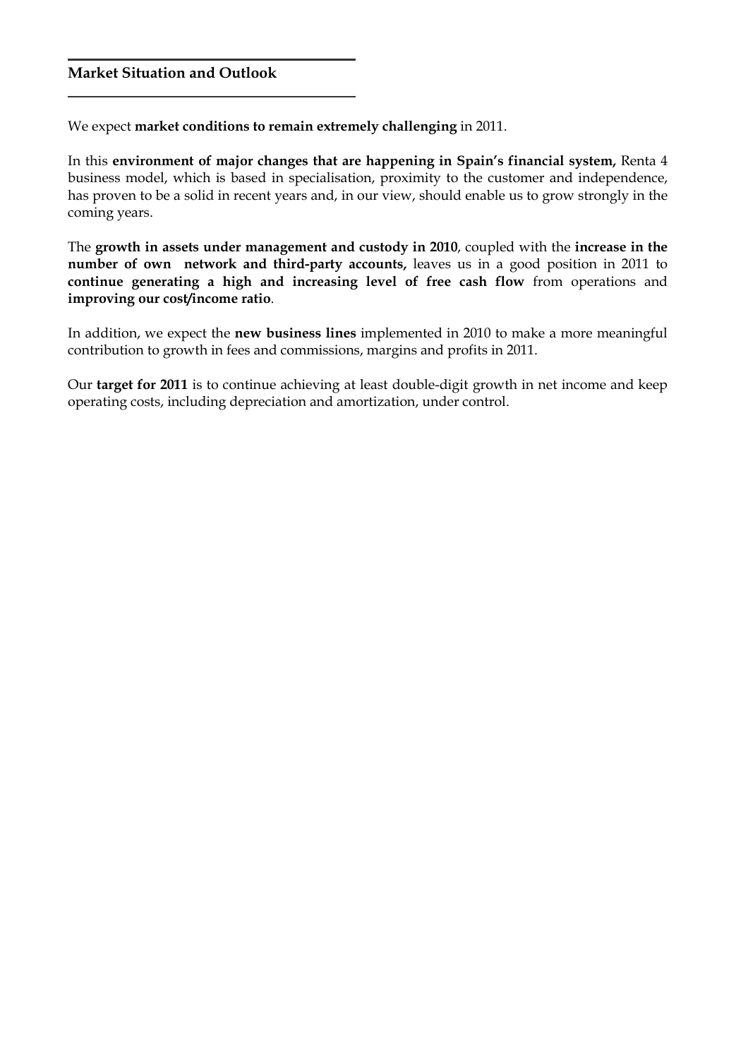## Market Situation and Outlook

We expect **market conditions to remain extremely challenging** in 2011.

In this **environment of major changes that are happening in Spain's financial system,** Renta 4 business model, which is based in specialisation, proximity to the customer and independence, has proven to be a solid in recent years and, in our view, should enable us to grow strongly in the coming years.

The **growth in assets under management and custody in 2010**, coupled with the **increase in the number of own network and third-party accounts,** leaves us in a good position in 2011 to **continue generating a high and increasing level of free cash flow** from operations and **improving our cost/income ratio**.

In addition, we expect the **new business lines** implemented in 2010 to make a more meaningful contribution to growth in fees and commissions, margins and profits in 2011.

Our **target for 2011** is to continue achieving at least double-digit growth in net income and keep operating costs, including depreciation and amortization, under control.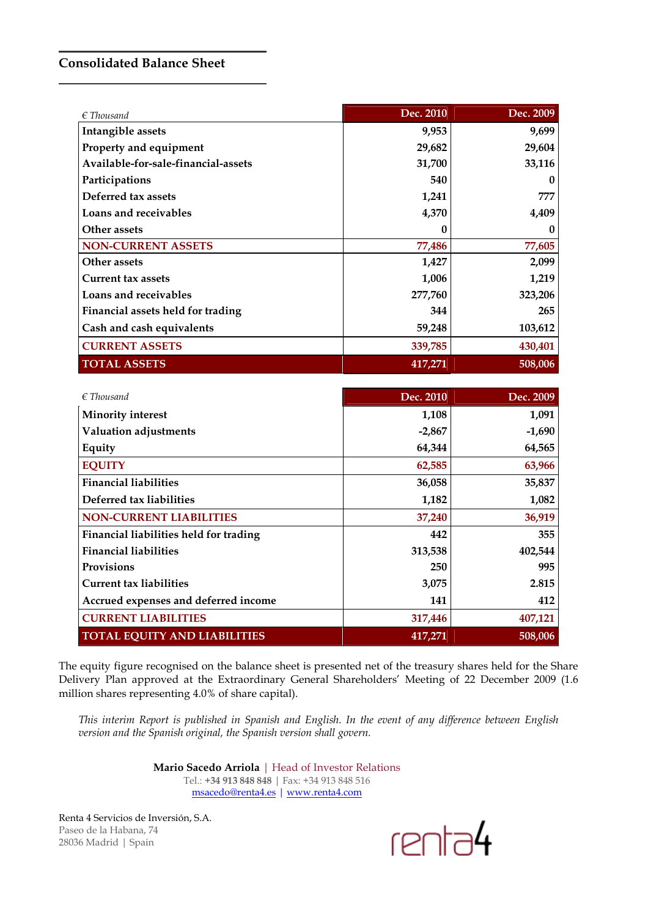## Consolidated Balance Sheet

| *€ Thousand* | Dec. 2010 | Dec. 2009 |
|---|---|---|
| Intangible assets | 9,953 | 9,699 |
| Property and equipment | 29,682 | 29,604 |
| Available-for-sale-financial-assets | 31,700 | 33,116 |
| Participations | 540 | 0 |
| Deferred tax assets | 1,241 | 777 |
| Loans and receivables | 4,370 | 4,409 |
| Other assets | 0 | 0 |
| NON-CURRENT ASSETS | 77,486 | 77,605 |
| Other assets | 1,427 | 2,099 |
| Current tax assets | 1,006 | 1,219 |
| Loans and receivables | 277,760 | 323,206 |
| Financial assets held for trading | 344 | 265 |
| Cash and cash equivalents | 59,248 | 103,612 |
| CURRENT ASSETS | 339,785 | 430,401 |
| TOTAL ASSETS | 417,271 | 508,006 |

| *€ Thousand* | Dec. 2010 | Dec. 2009 |
|---|---|---|
| Minority interest | 1,108 | 1,091 |
| Valuation adjustments | -2,867 | -1,690 |
| Equity | 64,344 | 64,565 |
| EQUITY | 62,585 | 63,966 |
| Financial liabilities | 36,058 | 35,837 |
| Deferred tax liabilities | 1,182 | 1,082 |
| NON-CURRENT LIABILITIES | 37,240 | 36,919 |
| Financial liabilities held for trading | 442 | 355 |
| Financial liabilities | 313,538 | 402,544 |
| Provisions | 250 | 995 |
| Current tax liabilities | 3,075 | 2.815 |
| Accrued expenses and deferred income | 141 | 412 |
| CURRENT LIABILITIES | 317,446 | 407,121 |
| TOTAL EQUITY AND LIABILITIES | 417,271 | 508,006 |

The equity figure recognised on the balance sheet is presented net of the treasury shares held for the Share Delivery Plan approved at the Extraordinary General Shareholders' Meeting of 22 December 2009 (1.6 million shares representing 4.0% of share capital).

*This interim Report is published in Spanish and English. In the event of any difference between English version and the Spanish original, the Spanish version shall govern.*

**Mario Sacedo Arriola** | Head of Investor Relations
Tel.: **+34 913 848 848** | Fax: +34 913 848 516
msacedo@renta4.es | www.renta4.com

Renta 4 Servicios de Inversión, S.A.
Paseo de la Habana, 74
28036 Madrid | Spain

renta4